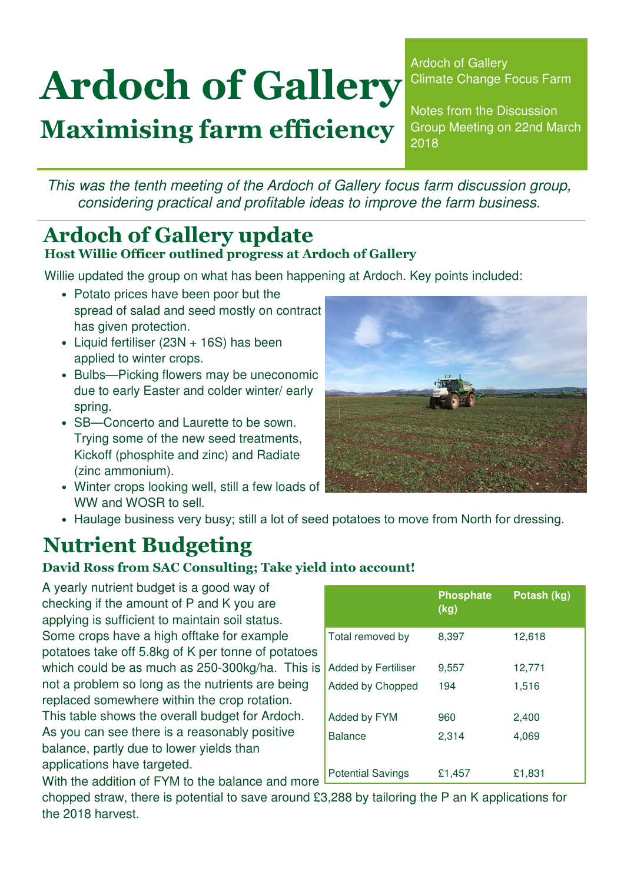# Ardoch of Gallery

## Maximising farm efficiency

Ardoch of Gallery
Climate Change Focus Farm

Notes from the Discussion Group Meeting on 22nd March 2018

*This was the tenth meeting of the Ardoch of Gallery focus farm discussion group, considering practical and profitable ideas to improve the farm business.*

## Ardoch of Gallery update

### Host Willie Officer outlined progress at Ardoch of Gallery

Willie updated the group on what has been happening at Ardoch. Key points included:

- Potato prices have been poor but the spread of salad and seed mostly on contract has given protection.
- Liquid fertiliser (23N + 16S) has been applied to winter crops.
- Bulbs—Picking flowers may be uneconomic due to early Easter and colder winter/ early spring.
- SB—Concerto and Laurette to be sown. Trying some of the new seed treatments, Kickoff (phosphite and zinc) and Radiate (zinc ammonium).
- Winter crops looking well, still a few loads of WW and WOSR to sell.
- Haulage business very busy; still a lot of seed potatoes to move from North for dressing.

## Nutrient Budgeting

### David Ross from SAC Consulting; Take yield into account!

A yearly nutrient budget is a good way of checking if the amount of P and K you are applying is sufficient to maintain soil status. Some crops have a high offtake for example potatoes take off 5.8kg of K per tonne of potatoes which could be as much as 250-300kg/ha. This is not a problem so long as the nutrients are being replaced somewhere within the crop rotation. This table shows the overall budget for Ardoch. As you can see there is a reasonably positive balance, partly due to lower yields than applications have targeted.

|  | Phosphate (kg) | Potash (kg) |
|---|---|---|
| Total removed by | 8,397 | 12,618 |
| Added by Fertiliser | 9,557 | 12,771 |
| Added by Chopped | 194 | 1,516 |
| Added by FYM | 960 | 2,400 |
| Balance | 2,314 | 4,069 |
| Potential Savings | £1,457 | £1,831 |

With the addition of FYM to the balance and more chopped straw, there is potential to save around £3,288 by tailoring the P an K applications for the 2018 harvest.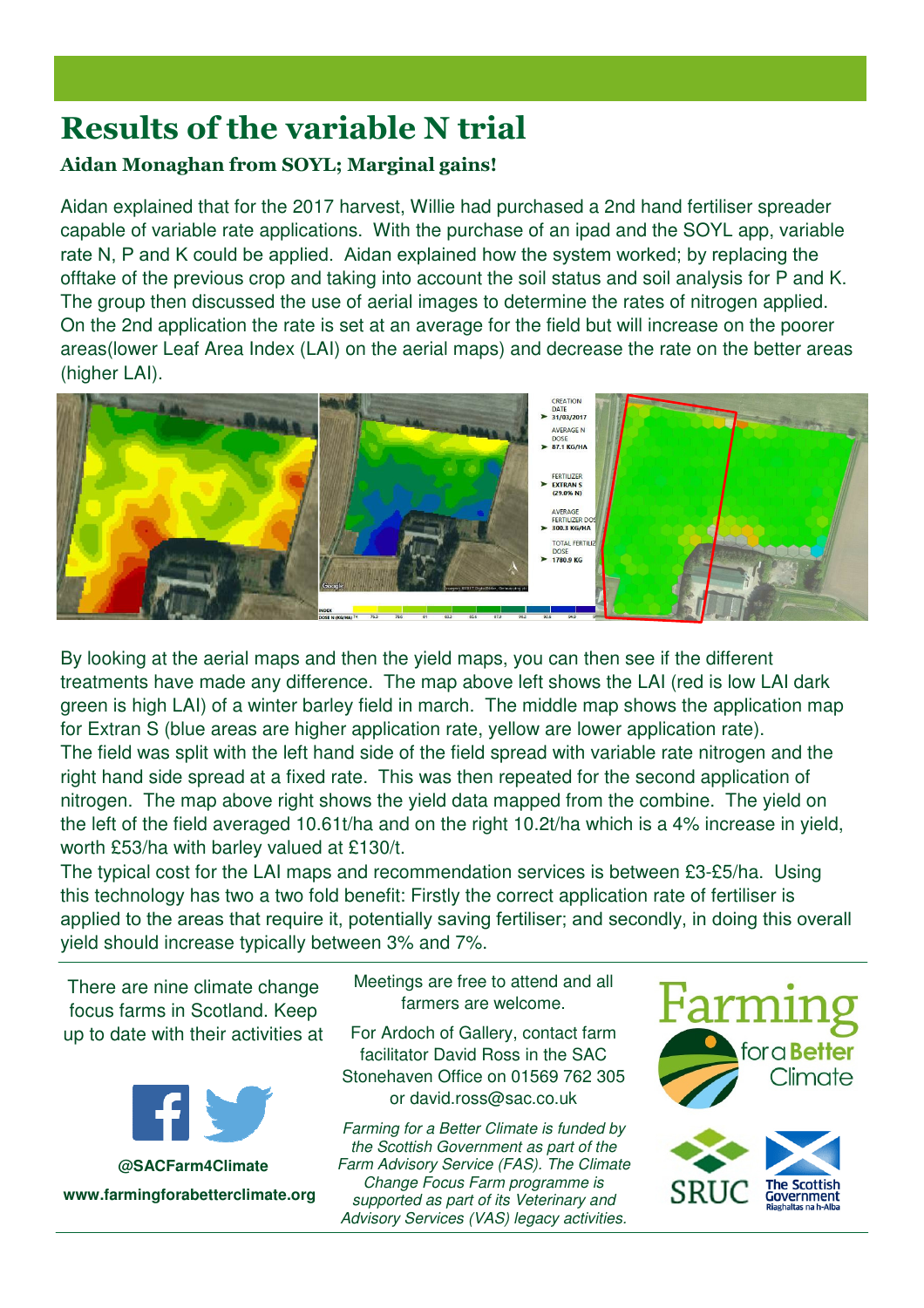# Results of the variable N trial

### Aidan Monaghan from SOYL; Marginal gains!

Aidan explained that for the 2017 harvest, Willie had purchased a 2nd hand fertiliser spreader capable of variable rate applications. With the purchase of an ipad and the SOYL app, variable rate N, P and K could be applied. Aidan explained how the system worked; by replacing the offtake of the previous crop and taking into account the soil status and soil analysis for P and K. The group then discussed the use of aerial images to determine the rates of nitrogen applied. On the 2nd application the rate is set at an average for the field but will increase on the poorer areas(lower Leaf Area Index (LAI) on the aerial maps) and decrease the rate on the better areas (higher LAI).

CREATION DATE
➤ 31/03/2017
AVERAGE N DOSE
➤ 87.1 KG/HA
FERTILIZER
➤ EXTRAN S (29.0% N)
AVERAGE FERTILIZER DOSE
➤ 300.3 KG/HA
TOTAL FERTILIZER DOSE
➤ 1780.9 KG

By looking at the aerial maps and then the yield maps, you can then see if the different treatments have made any difference. The map above left shows the LAI (red is low LAI dark green is high LAI) of a winter barley field in march. The middle map shows the application map for Extran S (blue areas are higher application rate, yellow are lower application rate).
The field was split with the left hand side of the field spread with variable rate nitrogen and the right hand side spread at a fixed rate. This was then repeated for the second application of nitrogen. The map above right shows the yield data mapped from the combine. The yield on the left of the field averaged 10.61t/ha and on the right 10.2t/ha which is a 4% increase in yield, worth £53/ha with barley valued at £130/t.
The typical cost for the LAI maps and recommendation services is between £3-£5/ha. Using this technology has two a two fold benefit: Firstly the correct application rate of fertiliser is applied to the areas that require it, potentially saving fertiliser; and secondly, in doing this overall yield should increase typically between 3% and 7%.

---

There are nine climate change focus farms in Scotland. Keep up to date with their activities at

**@SACFarm4Climate**

**www.farmingforabetterclimate.org**

Meetings are free to attend and all farmers are welcome.

For Ardoch of Gallery, contact farm facilitator David Ross in the SAC Stonehaven Office on 01569 762 305 or david.ross@sac.co.uk

*Farming for a Better Climate is funded by the Scottish Government as part of the Farm Advisory Service (FAS). The Climate Change Focus Farm programme is supported as part of its Veterinary and Advisory Services (VAS) legacy activities.*